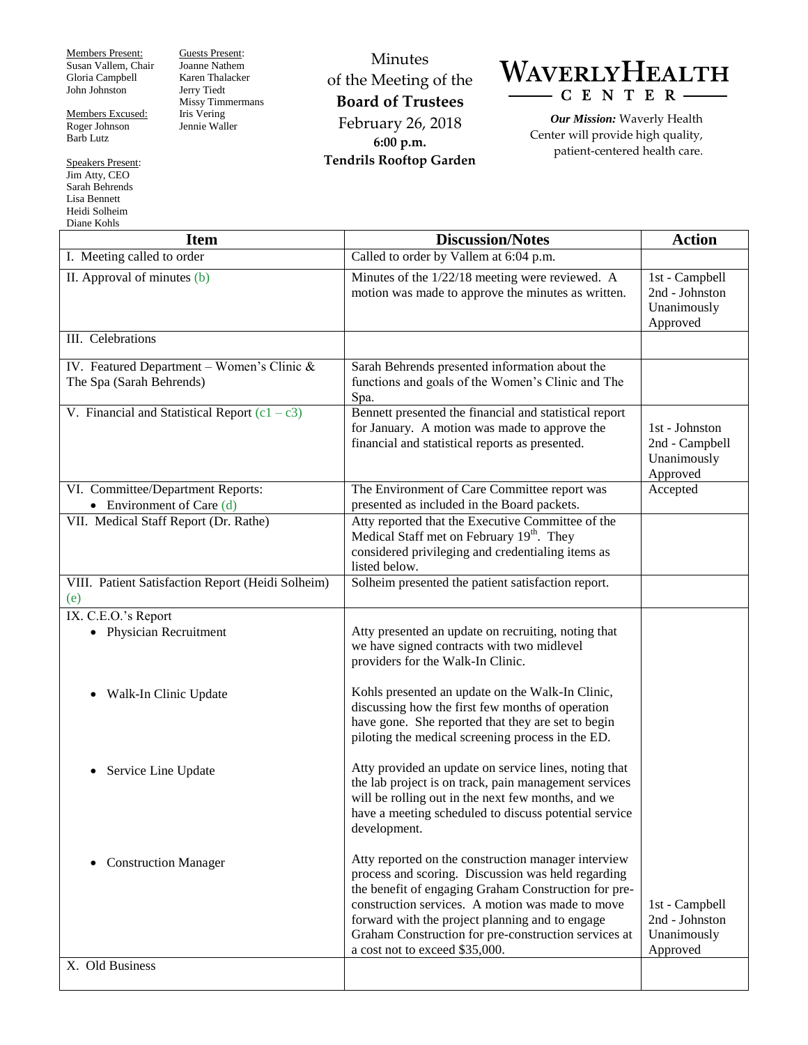Members Present:
Susan Vallem, Chair
Gloria Campbell
John Johnston

Members Excused:
Roger Johnson
Barb Lutz

Speakers Present:
Jim Atty, CEO
Sarah Behrends
Lisa Bennett
Heidi Solheim
Diane Kohls

Guests Present:
Joanne Nathem
Karen Thalacker
Jerry Tiedt
Missy Timmermans
Iris Vering
Jennie Waller

Minutes
of the Meeting of the
**Board of Trustees**
February 26, 2018
**6:00 p.m.**
**Tendrils Rooftop Garden**

# WAVERLY HEALTH CENTER

***Our Mission:*** Waverly Health Center will provide high quality, patient-centered health care.

| Item | Discussion/Notes | Action |
|---|---|---|
| I. Meeting called to order | Called to order by Vallem at 6:04 p.m. | |
| II. Approval of minutes (b) | Minutes of the 1/22/18 meeting were reviewed. A motion was made to approve the minutes as written. | 1st - Campbell<br>2nd - Johnston<br>Unanimously Approved |
| III. Celebrations | | |
| IV. Featured Department – Women's Clinic & The Spa (Sarah Behrends) | Sarah Behrends presented information about the functions and goals of the Women's Clinic and The Spa. | |
| V. Financial and Statistical Report (c1 – c3) | Bennett presented the financial and statistical report for January. A motion was made to approve the financial and statistical reports as presented. | 1st - Johnston<br>2nd - Campbell<br>Unanimously Approved |
| VI. Committee/Department Reports:<br>• Environment of Care (d) | The Environment of Care Committee report was presented as included in the Board packets. | Accepted |
| VII. Medical Staff Report (Dr. Rathe) | Atty reported that the Executive Committee of the Medical Staff met on February 19th. They considered privileging and credentialing items as listed below. | |
| VIII. Patient Satisfaction Report (Heidi Solheim) (e) | Solheim presented the patient satisfaction report. | |
| IX. C.E.O.'s Report<br>• Physician Recruitment | Atty presented an update on recruiting, noting that we have signed contracts with two midlevel providers for the Walk-In Clinic. | |
| • Walk-In Clinic Update | Kohls presented an update on the Walk-In Clinic, discussing how the first few months of operation have gone. She reported that they are set to begin piloting the medical screening process in the ED. | |
| • Service Line Update | Atty provided an update on service lines, noting that the lab project is on track, pain management services will be rolling out in the next few months, and we have a meeting scheduled to discuss potential service development. | |
| • Construction Manager | Atty reported on the construction manager interview process and scoring. Discussion was held regarding the benefit of engaging Graham Construction for pre-construction services. A motion was made to move forward with the project planning and to engage Graham Construction for pre-construction services at a cost not to exceed $35,000. | 1st - Campbell<br>2nd - Johnston<br>Unanimously Approved |
| X. Old Business | | |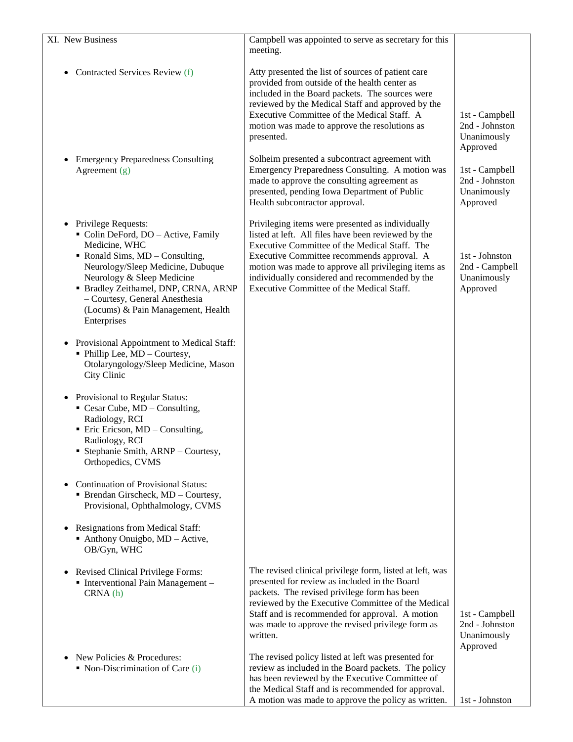| XI. New Business | Campbell was appointed to serve as secretary for this meeting. | |
|---|---|---|
| • Contracted Services Review (f) | Atty presented the list of sources of patient care provided from outside of the health center as included in the Board packets. The sources were reviewed by the Medical Staff and approved by the Executive Committee of the Medical Staff. A motion was made to approve the resolutions as presented. | 1st - Campbell<br>2nd - Johnston<br>Unanimously Approved |
| • Emergency Preparedness Consulting Agreement (g) | Solheim presented a subcontract agreement with Emergency Preparedness Consulting. A motion was made to approve the consulting agreement as presented, pending Iowa Department of Public Health subcontractor approval. | 1st - Campbell<br>2nd - Johnston<br>Unanimously Approved |
| • Privilege Requests:<br>▪ Colin DeFord, DO – Active, Family Medicine, WHC<br>▪ Ronald Sims, MD – Consulting, Neurology/Sleep Medicine, Dubuque Neurology & Sleep Medicine<br>▪ Bradley Zeithamel, DNP, CRNA, ARNP – Courtesy, General Anesthesia (Locums) & Pain Management, Health Enterprises<br><br>• Provisional Appointment to Medical Staff:<br>▪ Phillip Lee, MD – Courtesy, Otolaryngology/Sleep Medicine, Mason City Clinic<br><br>• Provisional to Regular Status:<br>▪ Cesar Cube, MD – Consulting, Radiology, RCI<br>▪ Eric Ericson, MD – Consulting, Radiology, RCI<br>▪ Stephanie Smith, ARNP – Courtesy, Orthopedics, CVMS<br><br>• Continuation of Provisional Status:<br>▪ Brendan Girscheck, MD – Courtesy, Provisional, Ophthalmology, CVMS<br><br>• Resignations from Medical Staff:<br>▪ Anthony Onuigbo, MD – Active, OB/Gyn, WHC | Privileging items were presented as individually listed at left. All files have been reviewed by the Executive Committee of the Medical Staff. The Executive Committee recommends approval. A motion was made to approve all privileging items as individually considered and recommended by the Executive Committee of the Medical Staff. | 1st - Johnston<br>2nd - Campbell<br>Unanimously Approved |
| • Revised Clinical Privilege Forms:<br>▪ Interventional Pain Management – CRNA (h) | The revised clinical privilege form, listed at left, was presented for review as included in the Board packets. The revised privilege form has been reviewed by the Executive Committee of the Medical Staff and is recommended for approval. A motion was made to approve the revised privilege form as written. | 1st - Campbell<br>2nd - Johnston<br>Unanimously Approved |
| • New Policies & Procedures:<br>▪ Non-Discrimination of Care (i) | The revised policy listed at left was presented for review as included in the Board packets. The policy has been reviewed by the Executive Committee of the Medical Staff and is recommended for approval. A motion was made to approve the policy as written. | 1st - Johnston |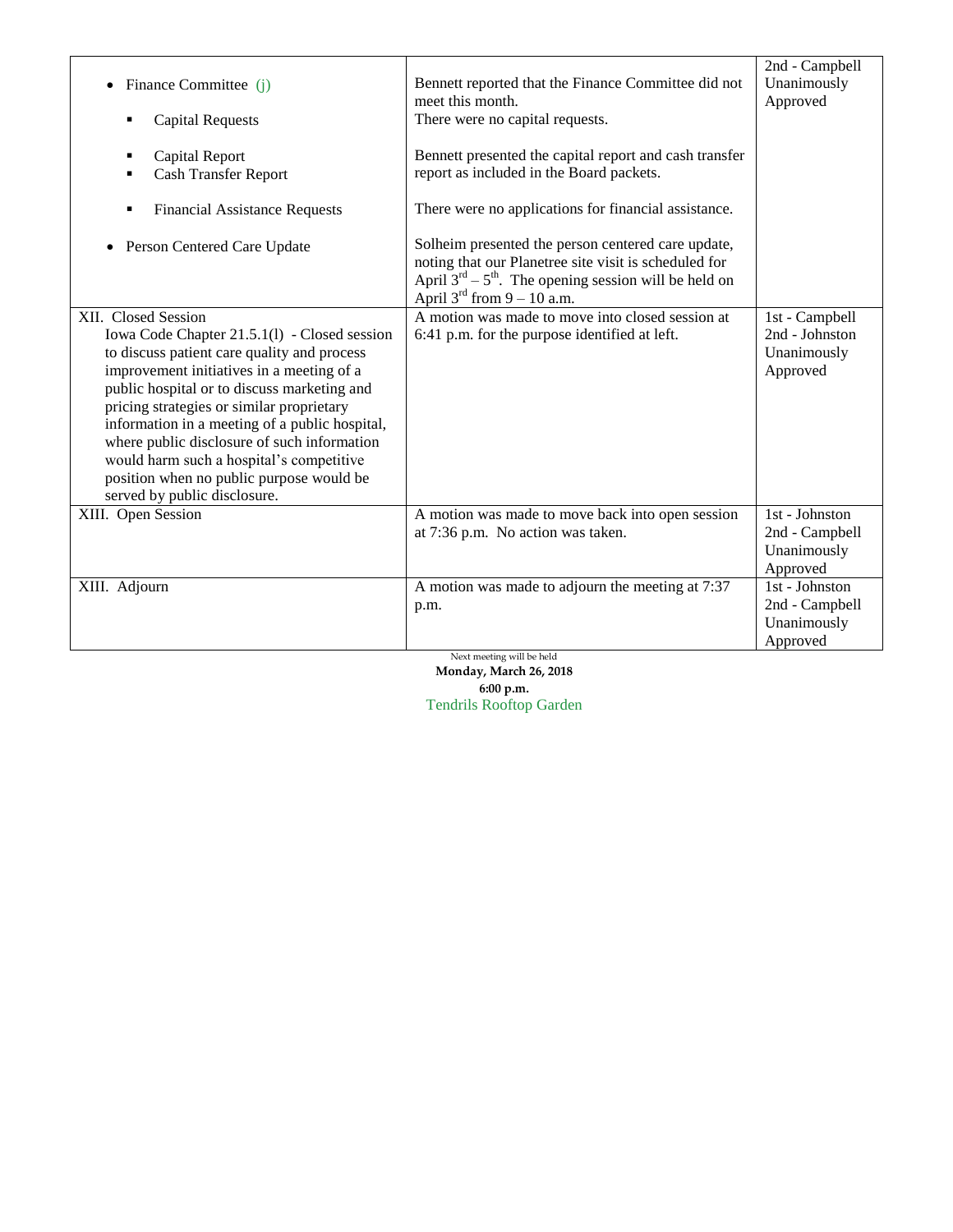| | | |
|---|---|---|
| • Finance Committee (j)<br>▪ Capital Requests<br>▪ Capital Report<br>▪ Cash Transfer Report<br>▪ Financial Assistance Requests<br>• Person Centered Care Update | Bennett reported that the Finance Committee did not meet this month.<br>There were no capital requests.<br>Bennett presented the capital report and cash transfer report as included in the Board packets.<br>There were no applications for financial assistance.<br>Solheim presented the person centered care update, noting that our Planetree site visit is scheduled for April 3rd – 5th. The opening session will be held on April 3rd from 9 – 10 a.m. | 2nd - Campbell<br>Unanimously Approved |
| XII. Closed Session<br>Iowa Code Chapter 21.5.1(l) - Closed session to discuss patient care quality and process improvement initiatives in a meeting of a public hospital or to discuss marketing and pricing strategies or similar proprietary information in a meeting of a public hospital, where public disclosure of such information would harm such a hospital's competitive position when no public purpose would be served by public disclosure. | A motion was made to move into closed session at 6:41 p.m. for the purpose identified at left. | 1st - Campbell<br>2nd - Johnston<br>Unanimously Approved |
| XIII. Open Session | A motion was made to move back into open session at 7:36 p.m. No action was taken. | 1st - Johnston<br>2nd - Campbell<br>Unanimously Approved |
| XIII. Adjourn | A motion was made to adjourn the meeting at 7:37 p.m. | 1st - Johnston<br>2nd - Campbell<br>Unanimously Approved |

Next meeting will be held

**Monday, March 26, 2018**

**6:00 p.m.**

Tendrils Rooftop Garden